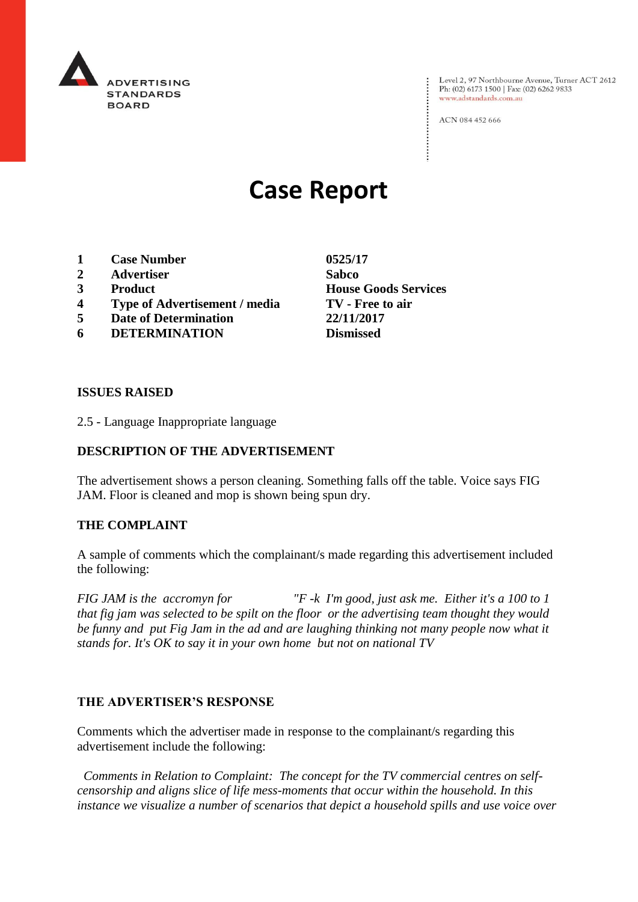ADVERTISING STANDARDS BOARD

Level 2, 97 Northbourne Avenue, Turner ACT 2612
Ph: (02) 6173 1500 | Fax: (02) 6262 9833
www.adstandards.com.au

ACN 084 452 666

# Case Report

| | | |
|---|---|---|
| **1** | **Case Number** | **0525/17** |
| **2** | **Advertiser** | **Sabco** |
| **3** | **Product** | **House Goods Services** |
| **4** | **Type of Advertisement / media** | **TV - Free to air** |
| **5** | **Date of Determination** | **22/11/2017** |
| **6** | **DETERMINATION** | **Dismissed** |

**ISSUES RAISED**

2.5 - Language Inappropriate language

**DESCRIPTION OF THE ADVERTISEMENT**

The advertisement shows a person cleaning. Something falls off the table. Voice says FIG JAM. Floor is cleaned and mop is shown being spun dry.

**THE COMPLAINT**

A sample of comments which the complainant/s made regarding this advertisement included the following:

*FIG JAM is the accromyn for "F -k I'm good, just ask me. Either it's a 100 to 1 that fig jam was selected to be spilt on the floor or the advertising team thought they would be funny and put Fig Jam in the ad and are laughing thinking not many people now what it stands for. It's OK to say it in your own home but not on national TV*

**THE ADVERTISER'S RESPONSE**

Comments which the advertiser made in response to the complainant/s regarding this advertisement include the following:

*Comments in Relation to Complaint: The concept for the TV commercial centres on self-censorship and aligns slice of life mess-moments that occur within the household. In this instance we visualize a number of scenarios that depict a household spills and use voice over*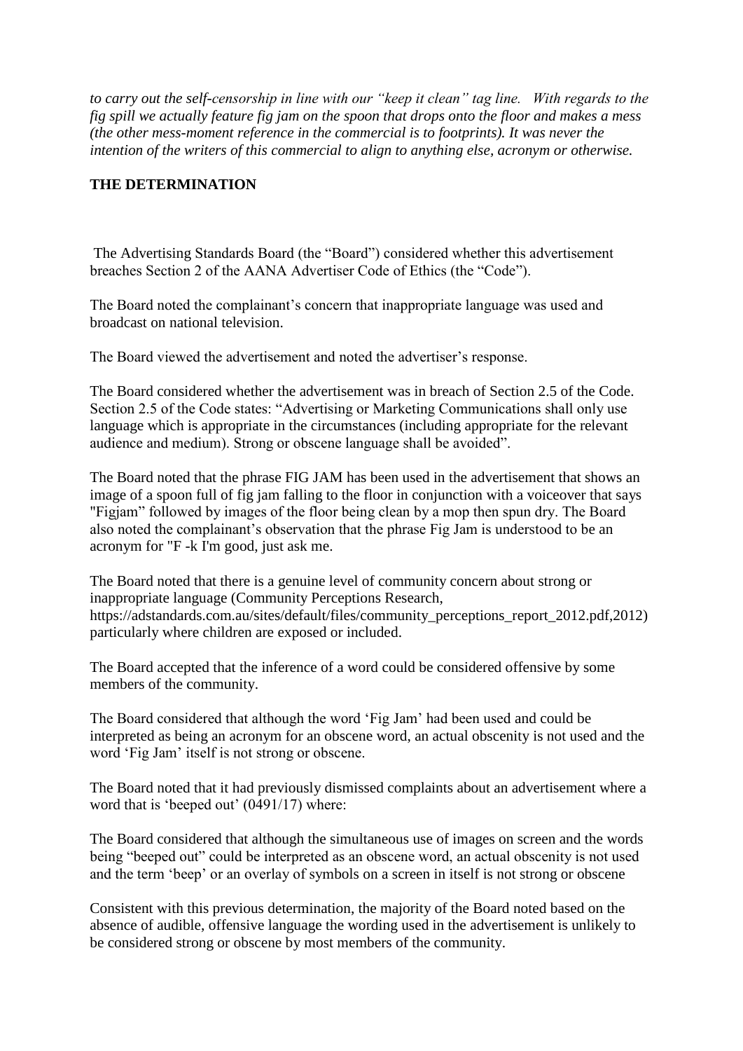*to carry out the self-censorship in line with our "keep it clean" tag line. With regards to the fig spill we actually feature fig jam on the spoon that drops onto the floor and makes a mess (the other mess-moment reference in the commercial is to footprints). It was never the intention of the writers of this commercial to align to anything else, acronym or otherwise.*

**THE DETERMINATION**

The Advertising Standards Board (the "Board") considered whether this advertisement breaches Section 2 of the AANA Advertiser Code of Ethics (the "Code").

The Board noted the complainant's concern that inappropriate language was used and broadcast on national television.

The Board viewed the advertisement and noted the advertiser's response.

The Board considered whether the advertisement was in breach of Section 2.5 of the Code. Section 2.5 of the Code states: "Advertising or Marketing Communications shall only use language which is appropriate in the circumstances (including appropriate for the relevant audience and medium). Strong or obscene language shall be avoided".

The Board noted that the phrase FIG JAM has been used in the advertisement that shows an image of a spoon full of fig jam falling to the floor in conjunction with a voiceover that says "Figjam" followed by images of the floor being clean by a mop then spun dry. The Board also noted the complainant's observation that the phrase Fig Jam is understood to be an acronym for "F -k I'm good, just ask me.

The Board noted that there is a genuine level of community concern about strong or inappropriate language (Community Perceptions Research, https://adstandards.com.au/sites/default/files/community_perceptions_report_2012.pdf,2012) particularly where children are exposed or included.

The Board accepted that the inference of a word could be considered offensive by some members of the community.

The Board considered that although the word 'Fig Jam' had been used and could be interpreted as being an acronym for an obscene word, an actual obscenity is not used and the word 'Fig Jam' itself is not strong or obscene.

The Board noted that it had previously dismissed complaints about an advertisement where a word that is 'beeped out' (0491/17) where:

The Board considered that although the simultaneous use of images on screen and the words being "beeped out" could be interpreted as an obscene word, an actual obscenity is not used and the term 'beep' or an overlay of symbols on a screen in itself is not strong or obscene

Consistent with this previous determination, the majority of the Board noted based on the absence of audible, offensive language the wording used in the advertisement is unlikely to be considered strong or obscene by most members of the community.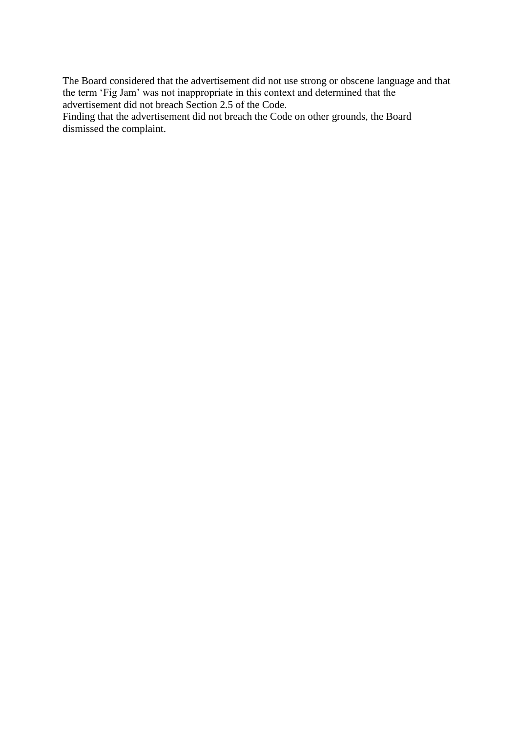The Board considered that the advertisement did not use strong or obscene language and that the term 'Fig Jam' was not inappropriate in this context and determined that the advertisement did not breach Section 2.5 of the Code.

Finding that the advertisement did not breach the Code on other grounds, the Board dismissed the complaint.